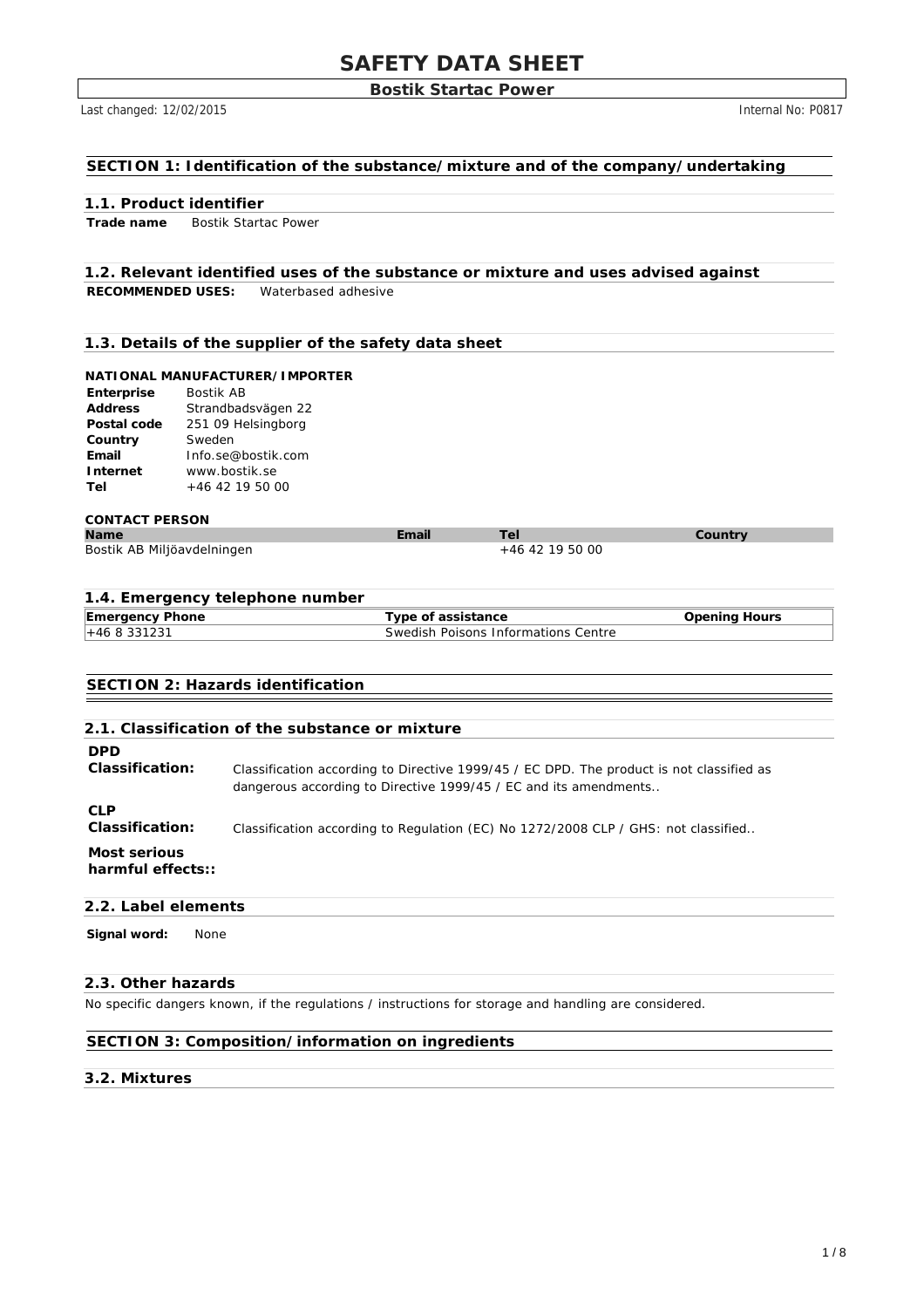# SAFETY DATA SHEET

**Bostik Startac Power**

Last changed: 12/02/2015 Internal No: P0817

## SECTION 1: Identification of the substance/mixture and of the company/undertaking

### 1.1. Product identifier

**Trade name** Bostik Startac Power

### 1.2. Relevant identified uses of the substance or mixture and uses advised against

**RECOMMENDED USES:** Waterbased adhesive

### 1.3. Details of the supplier of the safety data sheet

**NATIONAL MANUFACTURER/IMPORTER**

| | |
|---|---|
| **Enterprise** | Bostik AB |
| **Address** | Strandbadsvägen 22 |
| **Postal code** | 251 09 Helsingborg |
| **Country** | Sweden |
| **Email** | Info.se@bostik.com |
| **Internet** | www.bostik.se |
| **Tel** | +46 42 19 50 00 |

**CONTACT PERSON**

| Name | Email | Tel | Country |
|---|---|---|---|
| Bostik AB Miljöavdelningen | | +46 42 19 50 00 | |

### 1.4. Emergency telephone number

| Emergency Phone | Type of assistance | Opening Hours |
|---|---|---|
| +46 8 331231 | Swedish Poisons Informations Centre | |

## SECTION 2: Hazards identification

### 2.1. Classification of the substance or mixture

**DPD Classification:** Classification according to Directive 1999/45 / EC DPD. The product is not classified as dangerous according to Directive 1999/45 / EC and its amendments..

**CLP Classification:** Classification according to Regulation (EC) No 1272/2008 CLP / GHS: not classified..

**Most serious harmful effects::**

### 2.2. Label elements

**Signal word:** None

### 2.3. Other hazards

No specific dangers known, if the regulations / instructions for storage and handling are considered.

## SECTION 3: Composition/information on ingredients

### 3.2. Mixtures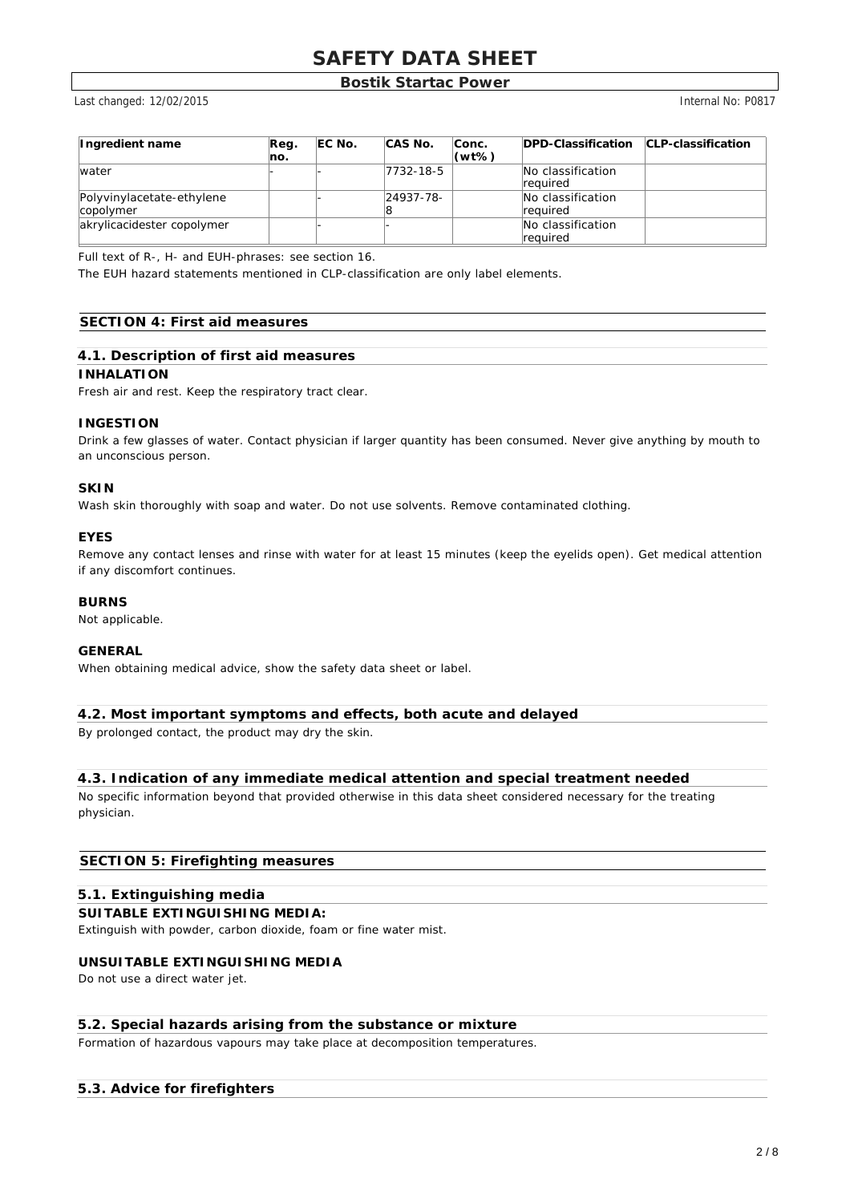| Ingredient name | Reg. no. | EC No. | CAS No. | Conc. (wt%) | DPD-Classification | CLP-classification |
|---|---|---|---|---|---|---|
| water | - | - | 7732-18-5 | | No classification required | |
| Polyvinylacetate-ethylene copolymer | | - | 24937-78-8 | | No classification required | |
| akrylicacidester copolymer | | - | - | | No classification required | |

Full text of R-, H- and EUH-phrases: see section 16.

The EUH hazard statements mentioned in CLP-classification are only label elements.

## SECTION 4: First aid measures

### 4.1. Description of first aid measures

**INHALATION**

Fresh air and rest. Keep the respiratory tract clear.

**INGESTION**

Drink a few glasses of water. Contact physician if larger quantity has been consumed. Never give anything by mouth to an unconscious person.

**SKIN**

Wash skin thoroughly with soap and water. Do not use solvents. Remove contaminated clothing.

**EYES**

Remove any contact lenses and rinse with water for at least 15 minutes (keep the eyelids open). Get medical attention if any discomfort continues.

**BURNS**

Not applicable.

**GENERAL**

When obtaining medical advice, show the safety data sheet or label.

### 4.2. Most important symptoms and effects, both acute and delayed

By prolonged contact, the product may dry the skin.

### 4.3. Indication of any immediate medical attention and special treatment needed

No specific information beyond that provided otherwise in this data sheet considered necessary for the treating physician.

## SECTION 5: Firefighting measures

### 5.1. Extinguishing media

**SUITABLE EXTINGUISHING MEDIA:**

Extinguish with powder, carbon dioxide, foam or fine water mist.

**UNSUITABLE EXTINGUISHING MEDIA**

Do not use a direct water jet.

### 5.2. Special hazards arising from the substance or mixture

Formation of hazardous vapours may take place at decomposition temperatures.

### 5.3. Advice for firefighters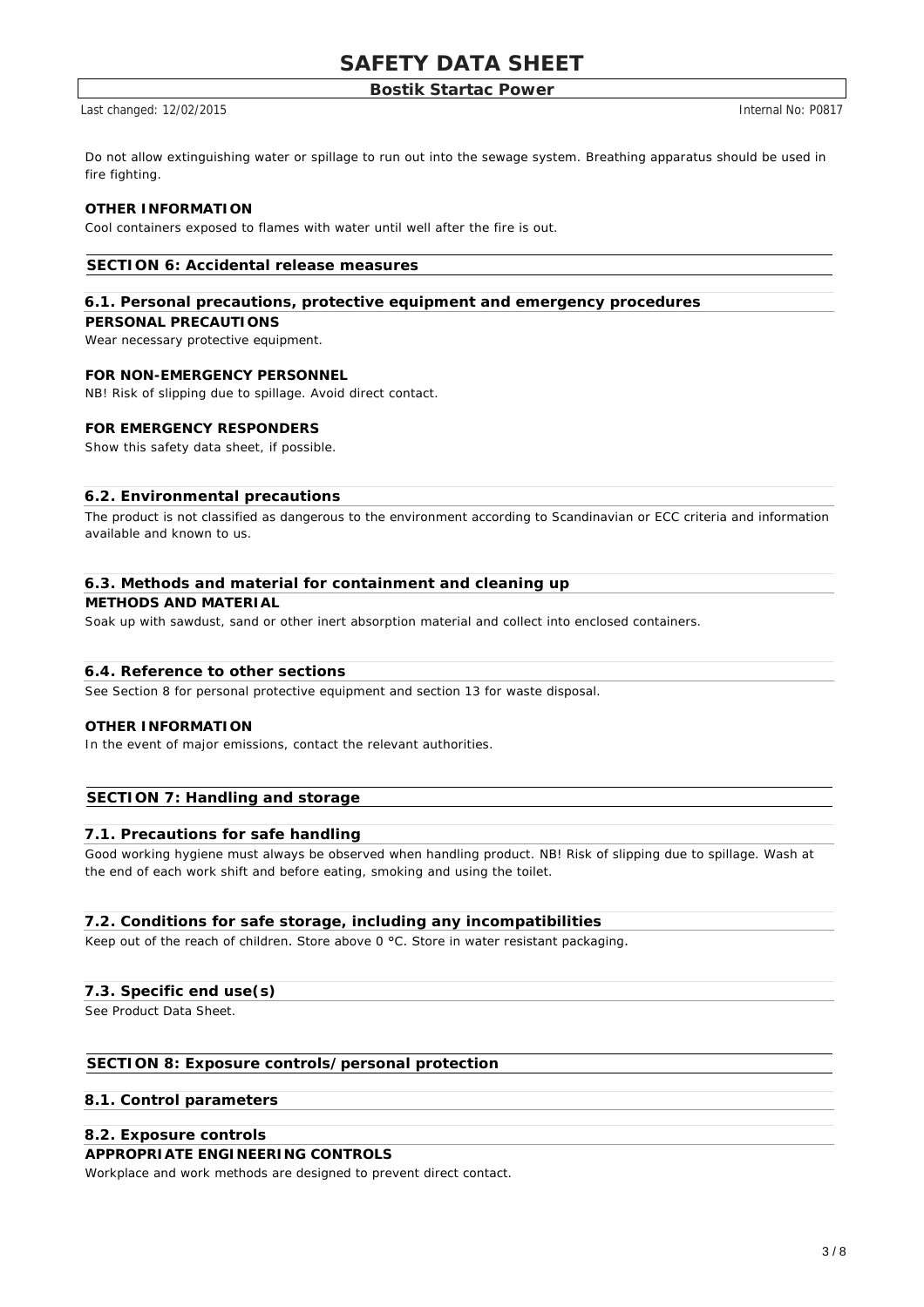Do not allow extinguishing water or spillage to run out into the sewage system. Breathing apparatus should be used in fire fighting.

**OTHER INFORMATION**

Cool containers exposed to flames with water until well after the fire is out.

## SECTION 6: Accidental release measures

### 6.1. Personal precautions, protective equipment and emergency procedures

**PERSONAL PRECAUTIONS**

Wear necessary protective equipment.

**FOR NON-EMERGENCY PERSONNEL**

NB! Risk of slipping due to spillage. Avoid direct contact.

**FOR EMERGENCY RESPONDERS**

Show this safety data sheet, if possible.

### 6.2. Environmental precautions

The product is not classified as dangerous to the environment according to Scandinavian or ECC criteria and information available and known to us.

### 6.3. Methods and material for containment and cleaning up

**METHODS AND MATERIAL**

Soak up with sawdust, sand or other inert absorption material and collect into enclosed containers.

### 6.4. Reference to other sections

See Section 8 for personal protective equipment and section 13 for waste disposal.

**OTHER INFORMATION**

In the event of major emissions, contact the relevant authorities.

## SECTION 7: Handling and storage

### 7.1. Precautions for safe handling

Good working hygiene must always be observed when handling product. NB! Risk of slipping due to spillage. Wash at the end of each work shift and before eating, smoking and using the toilet.

### 7.2. Conditions for safe storage, including any incompatibilities

Keep out of the reach of children. Store above 0 °C. Store in water resistant packaging.

### 7.3. Specific end use(s)

See Product Data Sheet.

## SECTION 8: Exposure controls/personal protection

### 8.1. Control parameters

### 8.2. Exposure controls

**APPROPRIATE ENGINEERING CONTROLS**

Workplace and work methods are designed to prevent direct contact.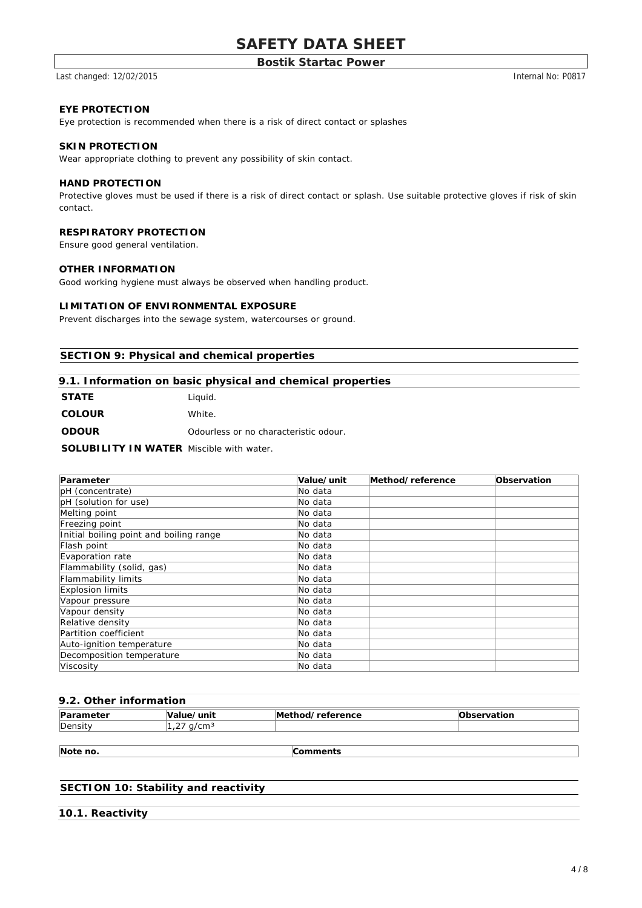### EYE PROTECTION

Eye protection is recommended when there is a risk of direct contact or splashes

### SKIN PROTECTION

Wear appropriate clothing to prevent any possibility of skin contact.

### HAND PROTECTION

Protective gloves must be used if there is a risk of direct contact or splash. Use suitable protective gloves if risk of skin contact.

### RESPIRATORY PROTECTION

Ensure good general ventilation.

### OTHER INFORMATION

Good working hygiene must always be observed when handling product.

### LIMITATION OF ENVIRONMENTAL EXPOSURE

Prevent discharges into the sewage system, watercourses or ground.

## SECTION 9: Physical and chemical properties

### 9.1. Information on basic physical and chemical properties

**STATE** Liquid.

**COLOUR** White.

**ODOUR** Odourless or no characteristic odour.

**SOLUBILITY IN WATER** Miscible with water.

| Parameter | Value/unit | Method/reference | Observation |
|---|---|---|---|
| pH (concentrate) | No data | | |
| pH (solution for use) | No data | | |
| Melting point | No data | | |
| Freezing point | No data | | |
| Initial boiling point and boiling range | No data | | |
| Flash point | No data | | |
| Evaporation rate | No data | | |
| Flammability (solid, gas) | No data | | |
| Flammability limits | No data | | |
| Explosion limits | No data | | |
| Vapour pressure | No data | | |
| Vapour density | No data | | |
| Relative density | No data | | |
| Partition coefficient | No data | | |
| Auto-ignition temperature | No data | | |
| Decomposition temperature | No data | | |
| Viscosity | No data | | |

### 9.2. Other information

| Parameter | Value/unit | Method/reference | Observation |
|---|---|---|---|
| Density | 1,27 g/cm³ | | |

| Note no. | Comments |
|---|---|

## SECTION 10: Stability and reactivity

### 10.1. Reactivity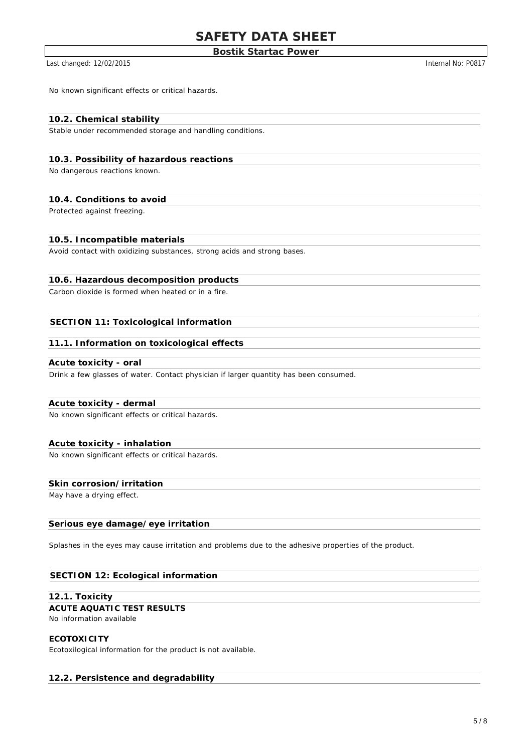No known significant effects or critical hazards.

### 10.2. Chemical stability

Stable under recommended storage and handling conditions.

### 10.3. Possibility of hazardous reactions

No dangerous reactions known.

### 10.4. Conditions to avoid

Protected against freezing.

### 10.5. Incompatible materials

Avoid contact with oxidizing substances, strong acids and strong bases.

### 10.6. Hazardous decomposition products

Carbon dioxide is formed when heated or in a fire.

## SECTION 11: Toxicological information

### 11.1. Information on toxicological effects

#### Acute toxicity - oral

Drink a few glasses of water. Contact physician if larger quantity has been consumed.

#### Acute toxicity - dermal

No known significant effects or critical hazards.

#### Acute toxicity - inhalation

No known significant effects or critical hazards.

#### Skin corrosion/irritation

May have a drying effect.

#### Serious eye damage/eye irritation

Splashes in the eyes may cause irritation and problems due to the adhesive properties of the product.

## SECTION 12: Ecological information

### 12.1. Toxicity

**ACUTE AQUATIC TEST RESULTS**

No information available

**ECOTOXICITY**

Ecotoxilogical information for the product is not available.

### 12.2. Persistence and degradability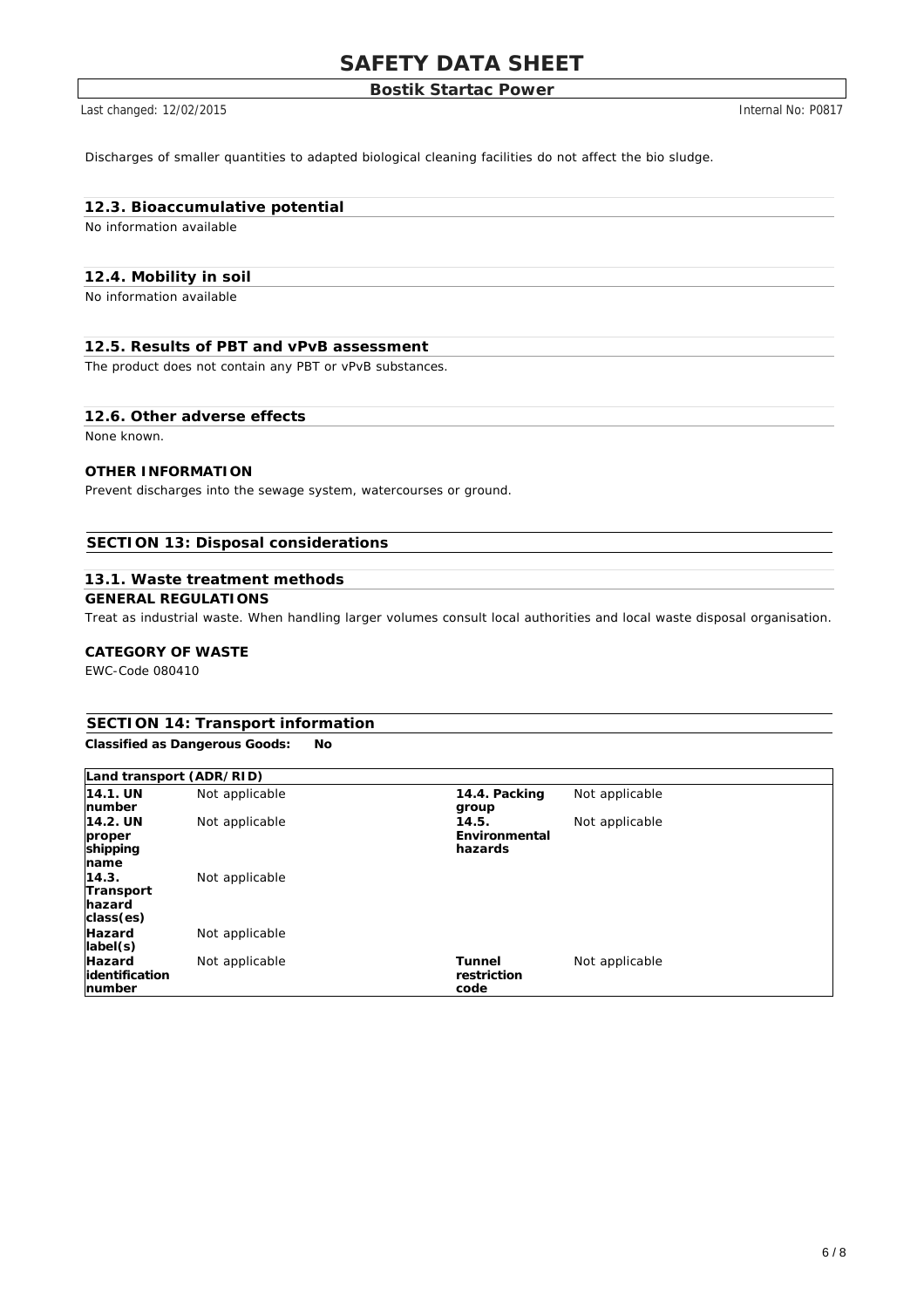Discharges of smaller quantities to adapted biological cleaning facilities do not affect the bio sludge.

### 12.3. Bioaccumulative potential

No information available

### 12.4. Mobility in soil

No information available

### 12.5. Results of PBT and vPvB assessment

The product does not contain any PBT or vPvB substances.

### 12.6. Other adverse effects

None known.

**OTHER INFORMATION**

Prevent discharges into the sewage system, watercourses or ground.

## SECTION 13: Disposal considerations

### 13.1. Waste treatment methods

**GENERAL REGULATIONS**

Treat as industrial waste. When handling larger volumes consult local authorities and local waste disposal organisation.

**CATEGORY OF WASTE**

EWC-Code 080410

## SECTION 14: Transport information

**Classified as Dangerous Goods: No**

| Land transport (ADR/RID) | | | |
|---|---|---|---|
| **14.1. UN number** | Not applicable | **14.4. Packing group** | Not applicable |
| **14.2. UN proper shipping name** | Not applicable | **14.5. Environmental hazards** | Not applicable |
| **14.3. Transport hazard class(es)** | Not applicable | | |
| **Hazard label(s)** | Not applicable | | |
| **Hazard identification number** | Not applicable | **Tunnel restriction code** | Not applicable |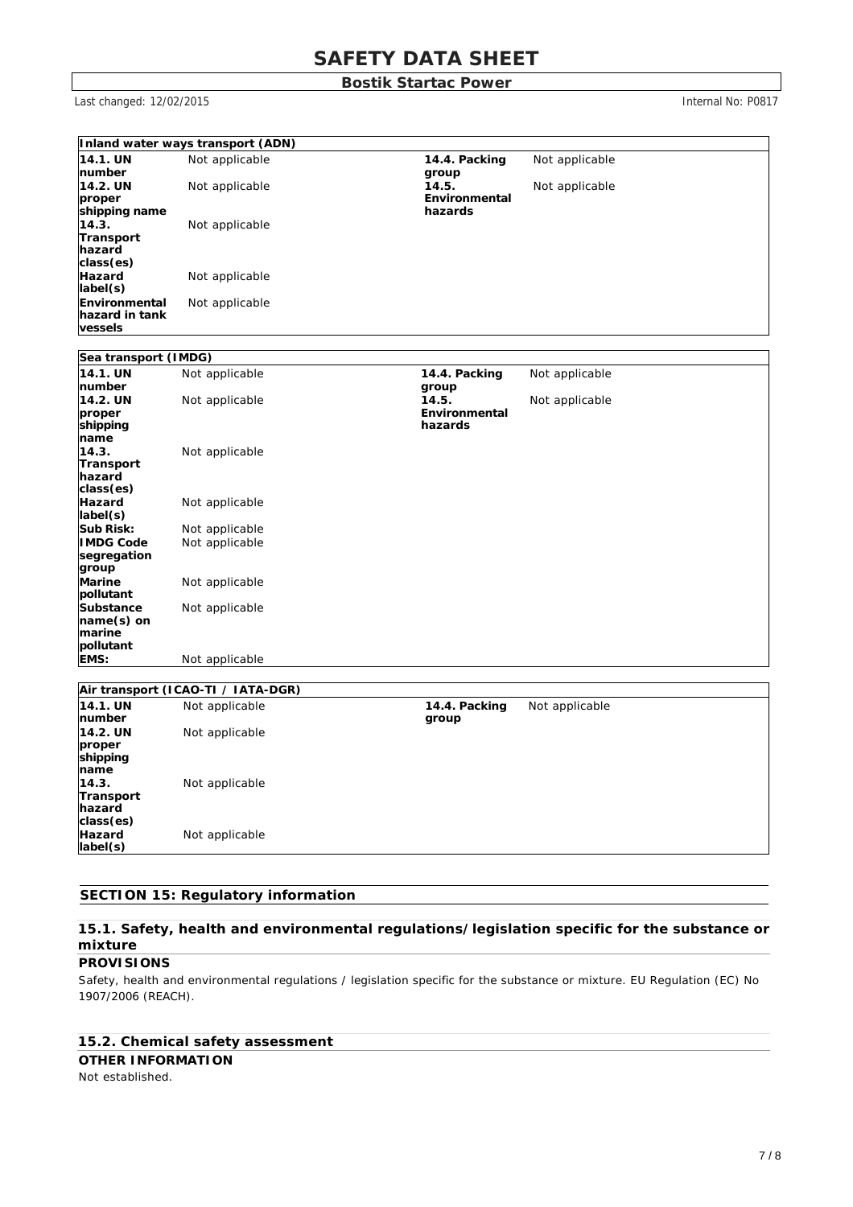**Inland water ways transport (ADN)**

| | | | |
|---|---|---|---|
| **14.1. UN number** | Not applicable | **14.4. Packing group** | Not applicable |
| **14.2. UN proper shipping name** | Not applicable | **14.5. Environmental hazards** | Not applicable |
| **14.3. Transport hazard class(es)** | Not applicable | | |
| **Hazard label(s)** | Not applicable | | |
| **Environmental hazard in tank vessels** | Not applicable | | |

**Sea transport (IMDG)**

| | | | |
|---|---|---|---|
| **14.1. UN number** | Not applicable | **14.4. Packing group** | Not applicable |
| **14.2. UN proper shipping name** | Not applicable | **14.5. Environmental hazards** | Not applicable |
| **14.3. Transport hazard class(es)** | Not applicable | | |
| **Hazard label(s)** | Not applicable | | |
| **Sub Risk:** | Not applicable | | |
| **IMDG Code segregation group** | Not applicable | | |
| **Marine pollutant** | Not applicable | | |
| **Substance name(s) on marine pollutant** | Not applicable | | |
| **EMS:** | Not applicable | | |

**Air transport (ICAO-TI / IATA-DGR)**

| | | | |
|---|---|---|---|
| **14.1. UN number** | Not applicable | **14.4. Packing group** | Not applicable |
| **14.2. UN proper shipping name** | Not applicable | | |
| **14.3. Transport hazard class(es)** | Not applicable | | |
| **Hazard label(s)** | Not applicable | | |

## SECTION 15: Regulatory information

### 15.1. Safety, health and environmental regulations/legislation specific for the substance or mixture

**PROVISIONS**

Safety, health and environmental regulations / legislation specific for the substance or mixture. EU Regulation (EC) No 1907/2006 (REACH).

### 15.2. Chemical safety assessment

**OTHER INFORMATION**

Not established.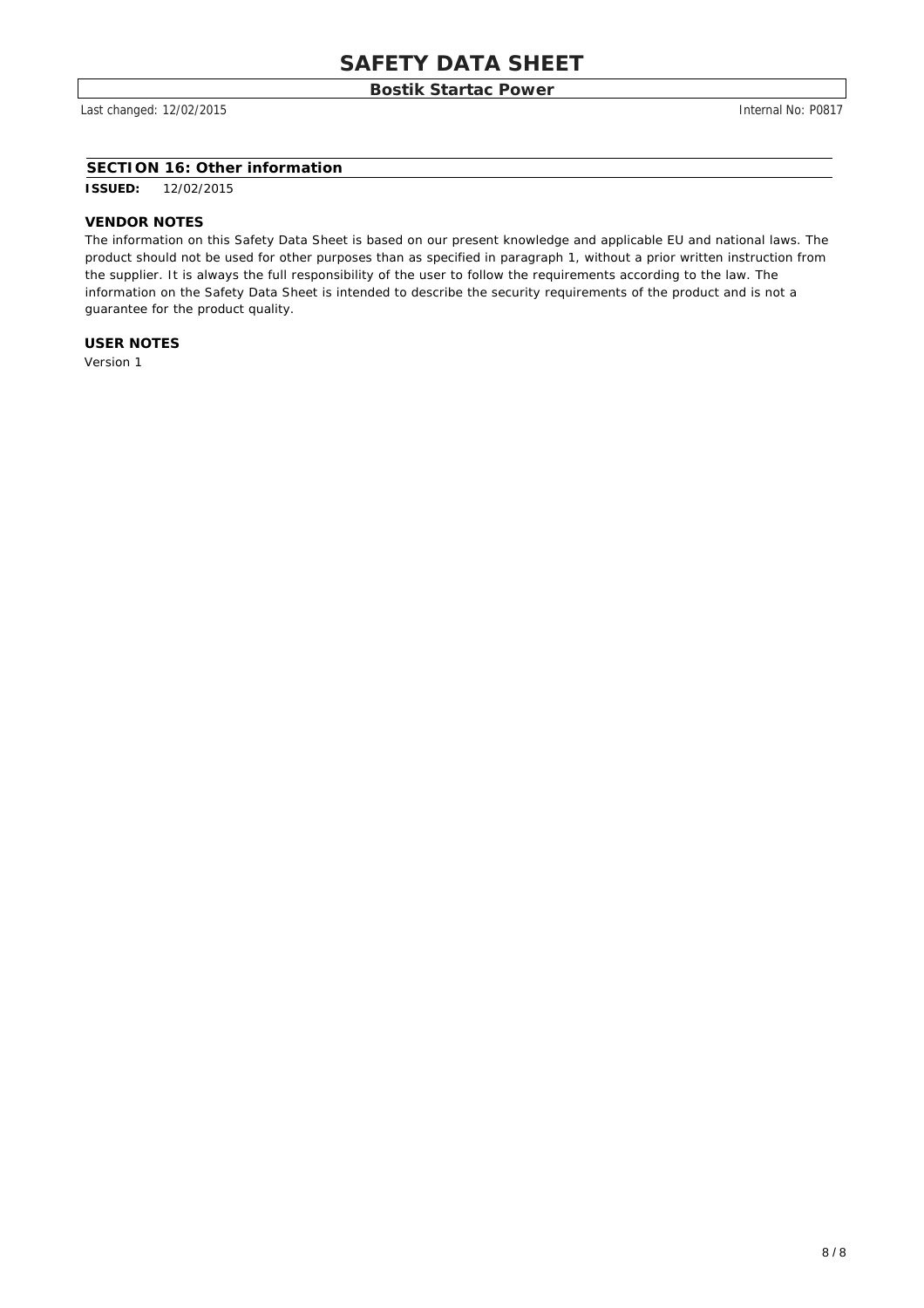## SECTION 16: Other information

**ISSUED:** 12/02/2015

### VENDOR NOTES

The information on this Safety Data Sheet is based on our present knowledge and applicable EU and national laws. The product should not be used for other purposes than as specified in paragraph 1, without a prior written instruction from the supplier. It is always the full responsibility of the user to follow the requirements according to the law. The information on the Safety Data Sheet is intended to describe the security requirements of the product and is not a guarantee for the product quality.

### USER NOTES

Version 1